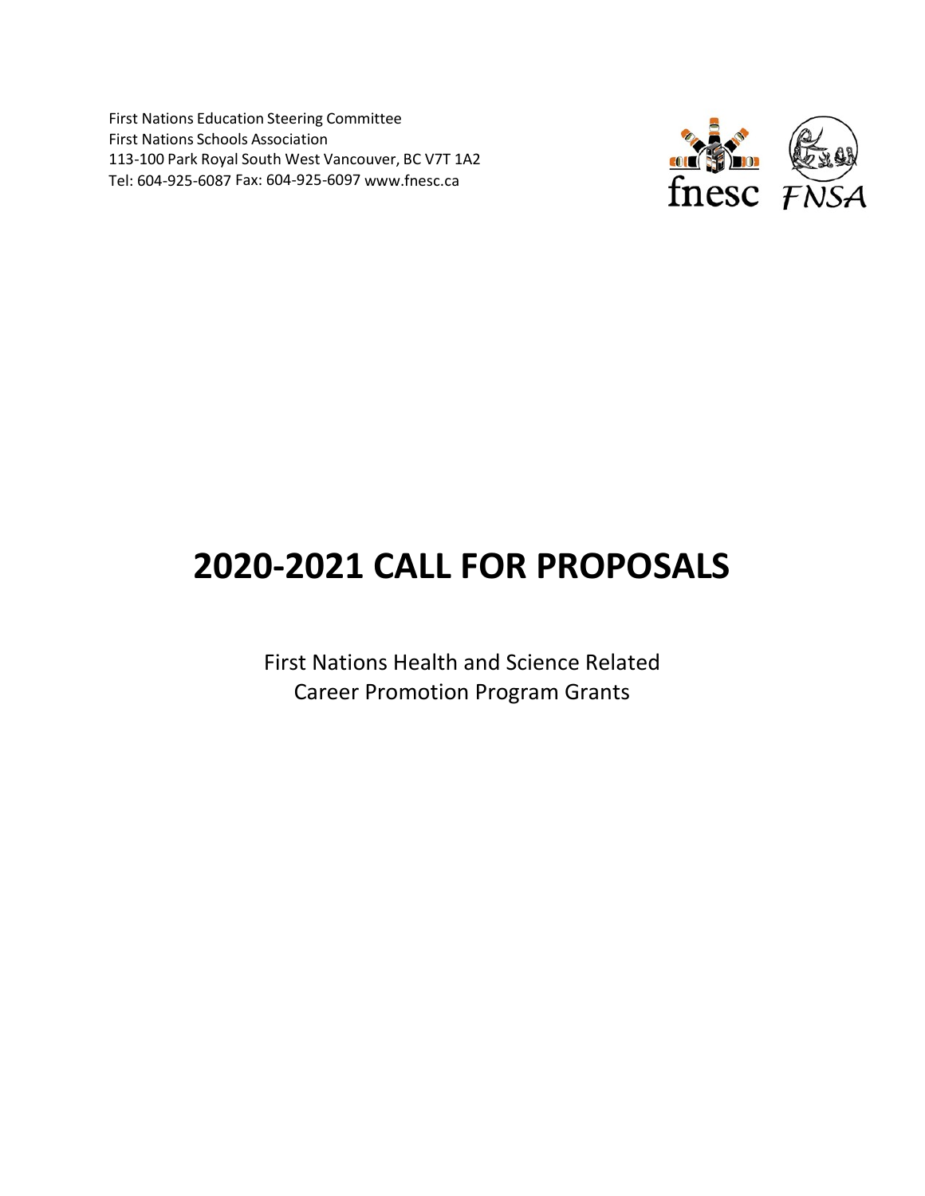First Nations Education Steering Committee
First Nations Schools Association
113-100 Park Royal South West Vancouver, BC V7T 1A2
Tel: 604-925-6087 Fax: 604-925-6097 www.fnesc.ca

fnesc FNSA

# 2020-2021 CALL FOR PROPOSALS

First Nations Health and Science Related
Career Promotion Program Grants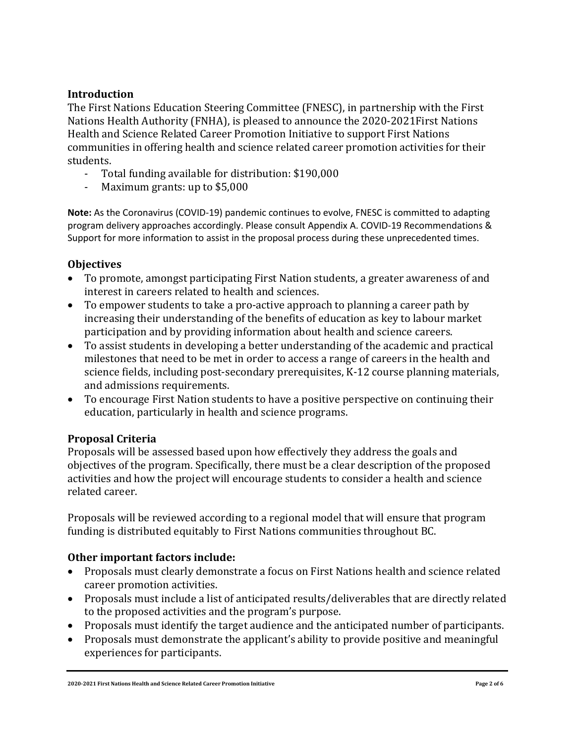## Introduction

The First Nations Education Steering Committee (FNESC), in partnership with the First Nations Health Authority (FNHA), is pleased to announce the 2020-2021First Nations Health and Science Related Career Promotion Initiative to support First Nations communities in offering health and science related career promotion activities for their students.

- Total funding available for distribution: $190,000
- Maximum grants: up to $5,000

**Note:** As the Coronavirus (COVID-19) pandemic continues to evolve, FNESC is committed to adapting program delivery approaches accordingly. Please consult Appendix A. COVID-19 Recommendations & Support for more information to assist in the proposal process during these unprecedented times.

## Objectives

- To promote, amongst participating First Nation students, a greater awareness of and interest in careers related to health and sciences.
- To empower students to take a pro-active approach to planning a career path by increasing their understanding of the benefits of education as key to labour market participation and by providing information about health and science careers.
- To assist students in developing a better understanding of the academic and practical milestones that need to be met in order to access a range of careers in the health and science fields, including post-secondary prerequisites, K-12 course planning materials, and admissions requirements.
- To encourage First Nation students to have a positive perspective on continuing their education, particularly in health and science programs.

## Proposal Criteria

Proposals will be assessed based upon how effectively they address the goals and objectives of the program. Specifically, there must be a clear description of the proposed activities and how the project will encourage students to consider a health and science related career.

Proposals will be reviewed according to a regional model that will ensure that program funding is distributed equitably to First Nations communities throughout BC.

## Other important factors include:

- Proposals must clearly demonstrate a focus on First Nations health and science related career promotion activities.
- Proposals must include a list of anticipated results/deliverables that are directly related to the proposed activities and the program's purpose.
- Proposals must identify the target audience and the anticipated number of participants.
- Proposals must demonstrate the applicant's ability to provide positive and meaningful experiences for participants.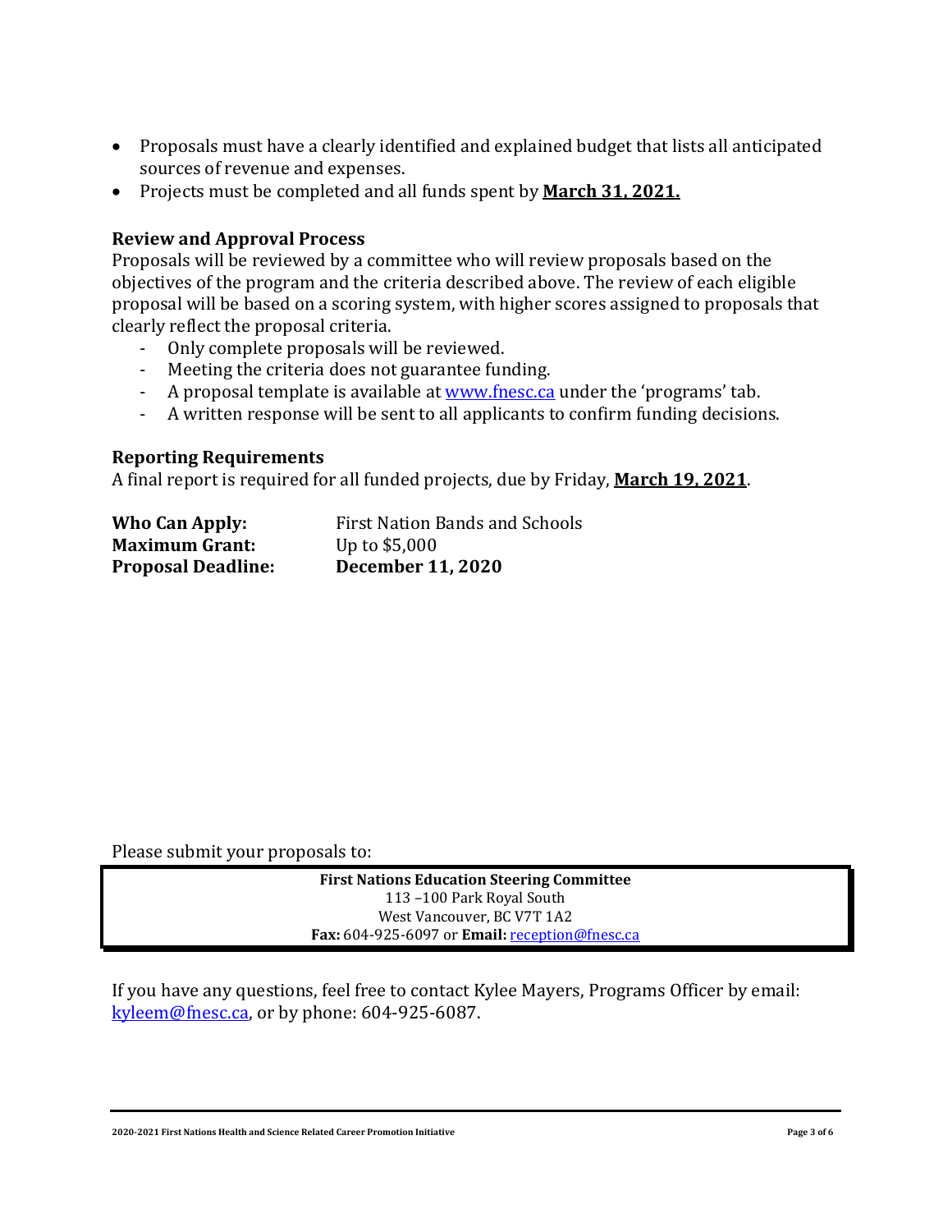- Proposals must have a clearly identified and explained budget that lists all anticipated sources of revenue and expenses.
- Projects must be completed and all funds spent by **March 31, 2021.**

### Review and Approval Process

Proposals will be reviewed by a committee who will review proposals based on the objectives of the program and the criteria described above. The review of each eligible proposal will be based on a scoring system, with higher scores assigned to proposals that clearly reflect the proposal criteria.

- Only complete proposals will be reviewed.
- Meeting the criteria does not guarantee funding.
- A proposal template is available at www.fnesc.ca under the 'programs' tab.
- A written response will be sent to all applicants to confirm funding decisions.

### Reporting Requirements

A final report is required for all funded projects, due by Friday, **March 19, 2021**.

**Who Can Apply:** First Nation Bands and Schools
**Maximum Grant:** Up to $5,000
**Proposal Deadline:** **December 11, 2020**

Please submit your proposals to:

**First Nations Education Steering Committee**
113 –100 Park Royal South
West Vancouver, BC V7T 1A2
**Fax:** 604-925-6097 or **Email:** reception@fnesc.ca

If you have any questions, feel free to contact Kylee Mayers, Programs Officer by email: kyleem@fnesc.ca, or by phone: 604-925-6087.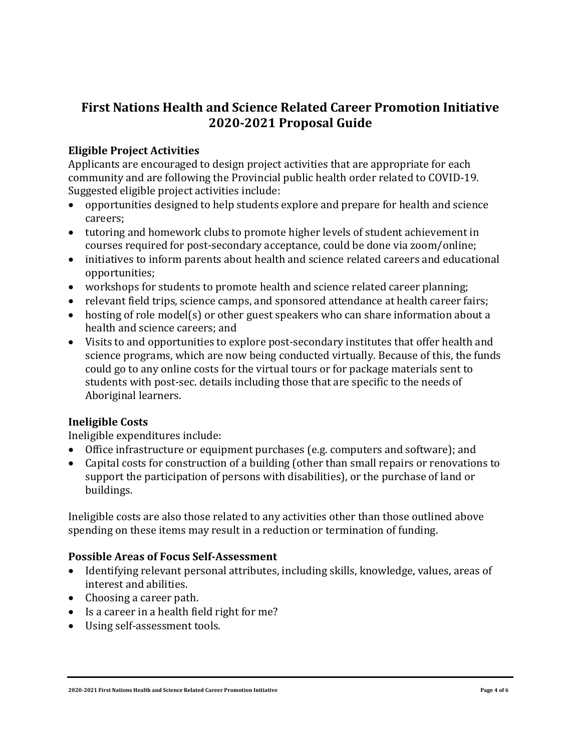# First Nations Health and Science Related Career Promotion Initiative 2020-2021 Proposal Guide

## Eligible Project Activities

Applicants are encouraged to design project activities that are appropriate for each community and are following the Provincial public health order related to COVID-19. Suggested eligible project activities include:

- opportunities designed to help students explore and prepare for health and science careers;
- tutoring and homework clubs to promote higher levels of student achievement in courses required for post-secondary acceptance, could be done via zoom/online;
- initiatives to inform parents about health and science related careers and educational opportunities;
- workshops for students to promote health and science related career planning;
- relevant field trips, science camps, and sponsored attendance at health career fairs;
- hosting of role model(s) or other guest speakers who can share information about a health and science careers; and
- Visits to and opportunities to explore post-secondary institutes that offer health and science programs, which are now being conducted virtually. Because of this, the funds could go to any online costs for the virtual tours or for package materials sent to students with post-sec. details including those that are specific to the needs of Aboriginal learners.

## Ineligible Costs

Ineligible expenditures include:

- Office infrastructure or equipment purchases (e.g. computers and software); and
- Capital costs for construction of a building (other than small repairs or renovations to support the participation of persons with disabilities), or the purchase of land or buildings.

Ineligible costs are also those related to any activities other than those outlined above spending on these items may result in a reduction or termination of funding.

## Possible Areas of Focus Self-Assessment

- Identifying relevant personal attributes, including skills, knowledge, values, areas of interest and abilities.
- Choosing a career path.
- Is a career in a health field right for me?
- Using self-assessment tools.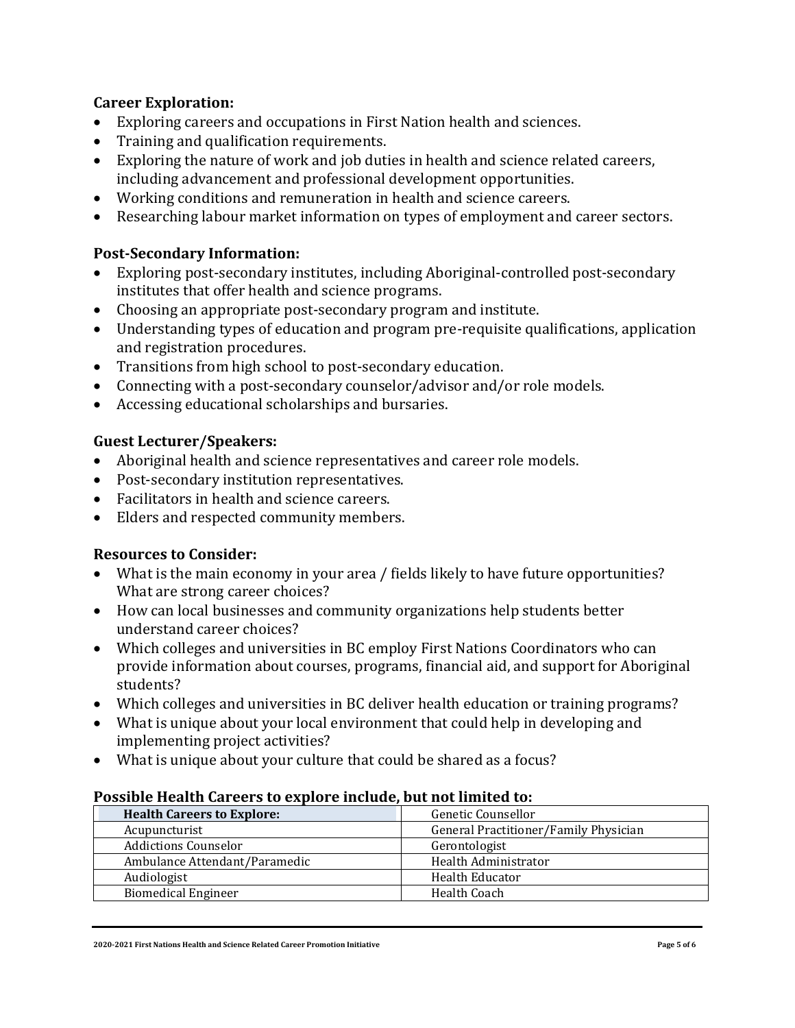### Career Exploration:

- Exploring careers and occupations in First Nation health and sciences.
- Training and qualification requirements.
- Exploring the nature of work and job duties in health and science related careers, including advancement and professional development opportunities.
- Working conditions and remuneration in health and science careers.
- Researching labour market information on types of employment and career sectors.

### Post-Secondary Information:

- Exploring post-secondary institutes, including Aboriginal-controlled post-secondary institutes that offer health and science programs.
- Choosing an appropriate post-secondary program and institute.
- Understanding types of education and program pre-requisite qualifications, application and registration procedures.
- Transitions from high school to post-secondary education.
- Connecting with a post-secondary counselor/advisor and/or role models.
- Accessing educational scholarships and bursaries.

### Guest Lecturer/Speakers:

- Aboriginal health and science representatives and career role models.
- Post-secondary institution representatives.
- Facilitators in health and science careers.
- Elders and respected community members.

### Resources to Consider:

- What is the main economy in your area / fields likely to have future opportunities? What are strong career choices?
- How can local businesses and community organizations help students better understand career choices?
- Which colleges and universities in BC employ First Nations Coordinators who can provide information about courses, programs, financial aid, and support for Aboriginal students?
- Which colleges and universities in BC deliver health education or training programs?
- What is unique about your local environment that could help in developing and implementing project activities?
- What is unique about your culture that could be shared as a focus?

### Possible Health Careers to explore include, but not limited to:

| **Health Careers to Explore:** | Genetic Counsellor |
|---|---|
| Acupuncturist | General Practitioner/Family Physician |
| Addictions Counselor | Gerontologist |
| Ambulance Attendant/Paramedic | Health Administrator |
| Audiologist | Health Educator |
| Biomedical Engineer | Health Coach |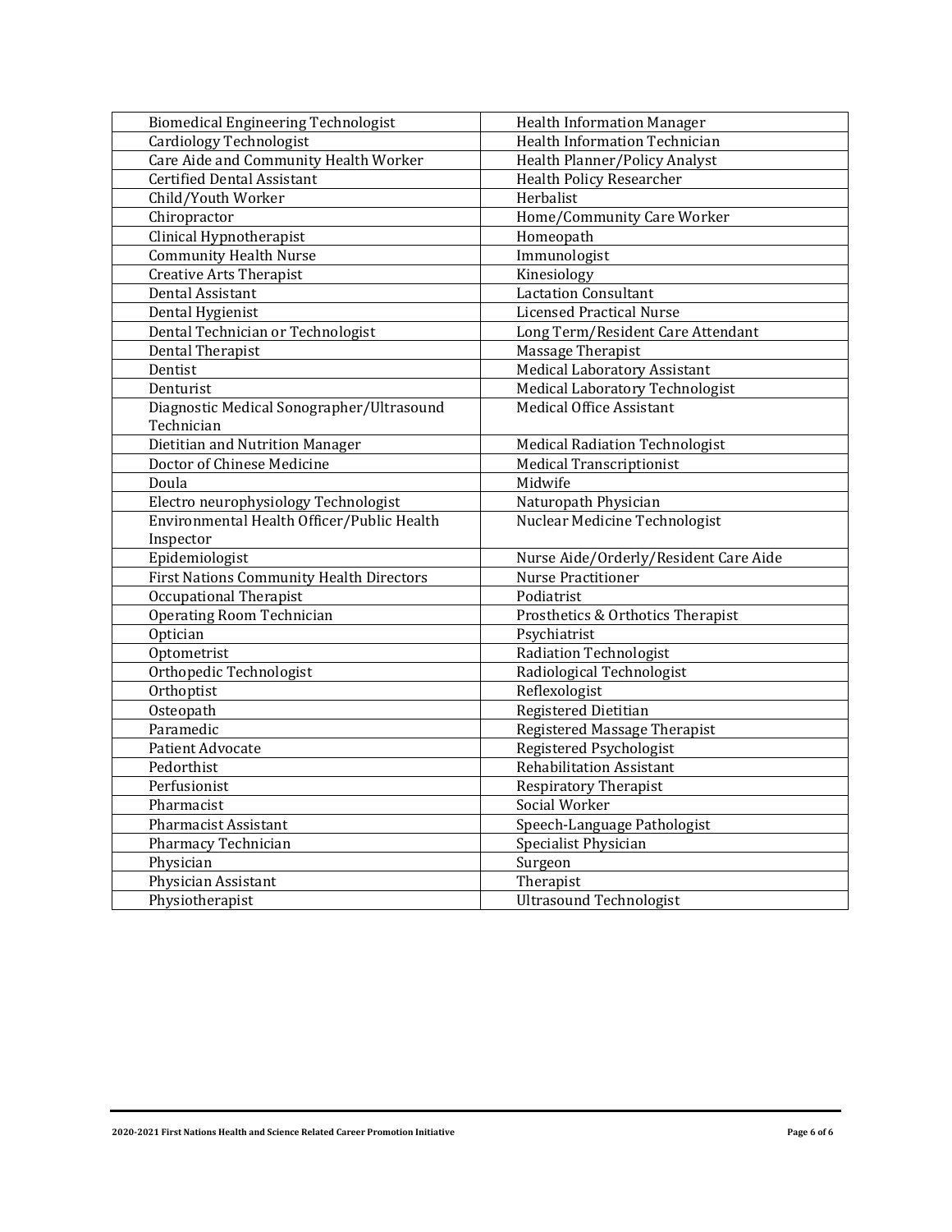| | |
|---|---|
| Biomedical Engineering Technologist | Health Information Manager |
| Cardiology Technologist | Health Information Technician |
| Care Aide and Community Health Worker | Health Planner/Policy Analyst |
| Certified Dental Assistant | Health Policy Researcher |
| Child/Youth Worker | Herbalist |
| Chiropractor | Home/Community Care Worker |
| Clinical Hypnotherapist | Homeopath |
| Community Health Nurse | Immunologist |
| Creative Arts Therapist | Kinesiology |
| Dental Assistant | Lactation Consultant |
| Dental Hygienist | Licensed Practical Nurse |
| Dental Technician or Technologist | Long Term/Resident Care Attendant |
| Dental Therapist | Massage Therapist |
| Dentist | Medical Laboratory Assistant |
| Denturist | Medical Laboratory Technologist |
| Diagnostic Medical Sonographer/Ultrasound Technician | Medical Office Assistant |
| Dietitian and Nutrition Manager | Medical Radiation Technologist |
| Doctor of Chinese Medicine | Medical Transcriptionist |
| Doula | Midwife |
| Electro neurophysiology Technologist | Naturopath Physician |
| Environmental Health Officer/Public Health Inspector | Nuclear Medicine Technologist |
| Epidemiologist | Nurse Aide/Orderly/Resident Care Aide |
| First Nations Community Health Directors | Nurse Practitioner |
| Occupational Therapist | Podiatrist |
| Operating Room Technician | Prosthetics & Orthotics Therapist |
| Optician | Psychiatrist |
| Optometrist | Radiation Technologist |
| Orthopedic Technologist | Radiological Technologist |
| Orthoptist | Reflexologist |
| Osteopath | Registered Dietitian |
| Paramedic | Registered Massage Therapist |
| Patient Advocate | Registered Psychologist |
| Pedorthist | Rehabilitation Assistant |
| Perfusionist | Respiratory Therapist |
| Pharmacist | Social Worker |
| Pharmacist Assistant | Speech-Language Pathologist |
| Pharmacy Technician | Specialist Physician |
| Physician | Surgeon |
| Physician Assistant | Therapist |
| Physiotherapist | Ultrasound Technologist |